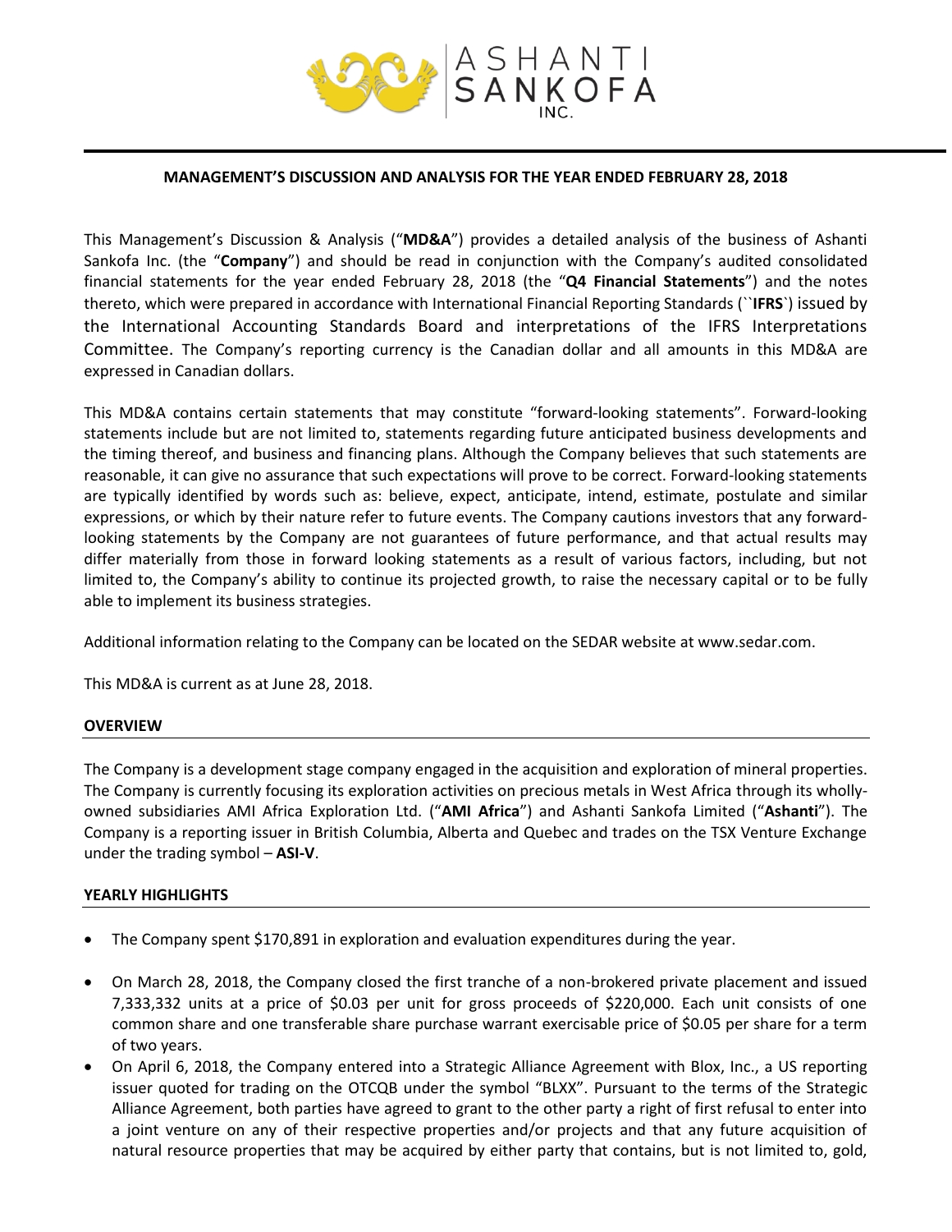ASHANTI SANKOFA INC.

# MANAGEMENT'S DISCUSSION AND ANALYSIS FOR THE YEAR ENDED FEBRUARY 28, 2018

This Management's Discussion & Analysis ("**MD&A**") provides a detailed analysis of the business of Ashanti Sankofa Inc. (the "**Company**") and should be read in conjunction with the Company's audited consolidated financial statements for the year ended February 28, 2018 (the "**Q4 Financial Statements**") and the notes thereto, which were prepared in accordance with International Financial Reporting Standards (``**IFRS**`) issued by the International Accounting Standards Board and interpretations of the IFRS Interpretations Committee. The Company's reporting currency is the Canadian dollar and all amounts in this MD&A are expressed in Canadian dollars.

This MD&A contains certain statements that may constitute "forward-looking statements". Forward-looking statements include but are not limited to, statements regarding future anticipated business developments and the timing thereof, and business and financing plans. Although the Company believes that such statements are reasonable, it can give no assurance that such expectations will prove to be correct. Forward-looking statements are typically identified by words such as: believe, expect, anticipate, intend, estimate, postulate and similar expressions, or which by their nature refer to future events. The Company cautions investors that any forward-looking statements by the Company are not guarantees of future performance, and that actual results may differ materially from those in forward looking statements as a result of various factors, including, but not limited to, the Company's ability to continue its projected growth, to raise the necessary capital or to be fully able to implement its business strategies.

Additional information relating to the Company can be located on the SEDAR website at www.sedar.com.

This MD&A is current as at June 28, 2018.

## OVERVIEW

The Company is a development stage company engaged in the acquisition and exploration of mineral properties. The Company is currently focusing its exploration activities on precious metals in West Africa through its wholly-owned subsidiaries AMI Africa Exploration Ltd. ("**AMI Africa**") and Ashanti Sankofa Limited ("**Ashanti**"). The Company is a reporting issuer in British Columbia, Alberta and Quebec and trades on the TSX Venture Exchange under the trading symbol – **ASI-V**.

## YEARLY HIGHLIGHTS

- The Company spent $170,891 in exploration and evaluation expenditures during the year.
- On March 28, 2018, the Company closed the first tranche of a non-brokered private placement and issued 7,333,332 units at a price of $0.03 per unit for gross proceeds of $220,000. Each unit consists of one common share and one transferable share purchase warrant exercisable price of $0.05 per share for a term of two years.
- On April 6, 2018, the Company entered into a Strategic Alliance Agreement with Blox, Inc., a US reporting issuer quoted for trading on the OTCQB under the symbol "BLXX". Pursuant to the terms of the Strategic Alliance Agreement, both parties have agreed to grant to the other party a right of first refusal to enter into a joint venture on any of their respective properties and/or projects and that any future acquisition of natural resource properties that may be acquired by either party that contains, but is not limited to, gold,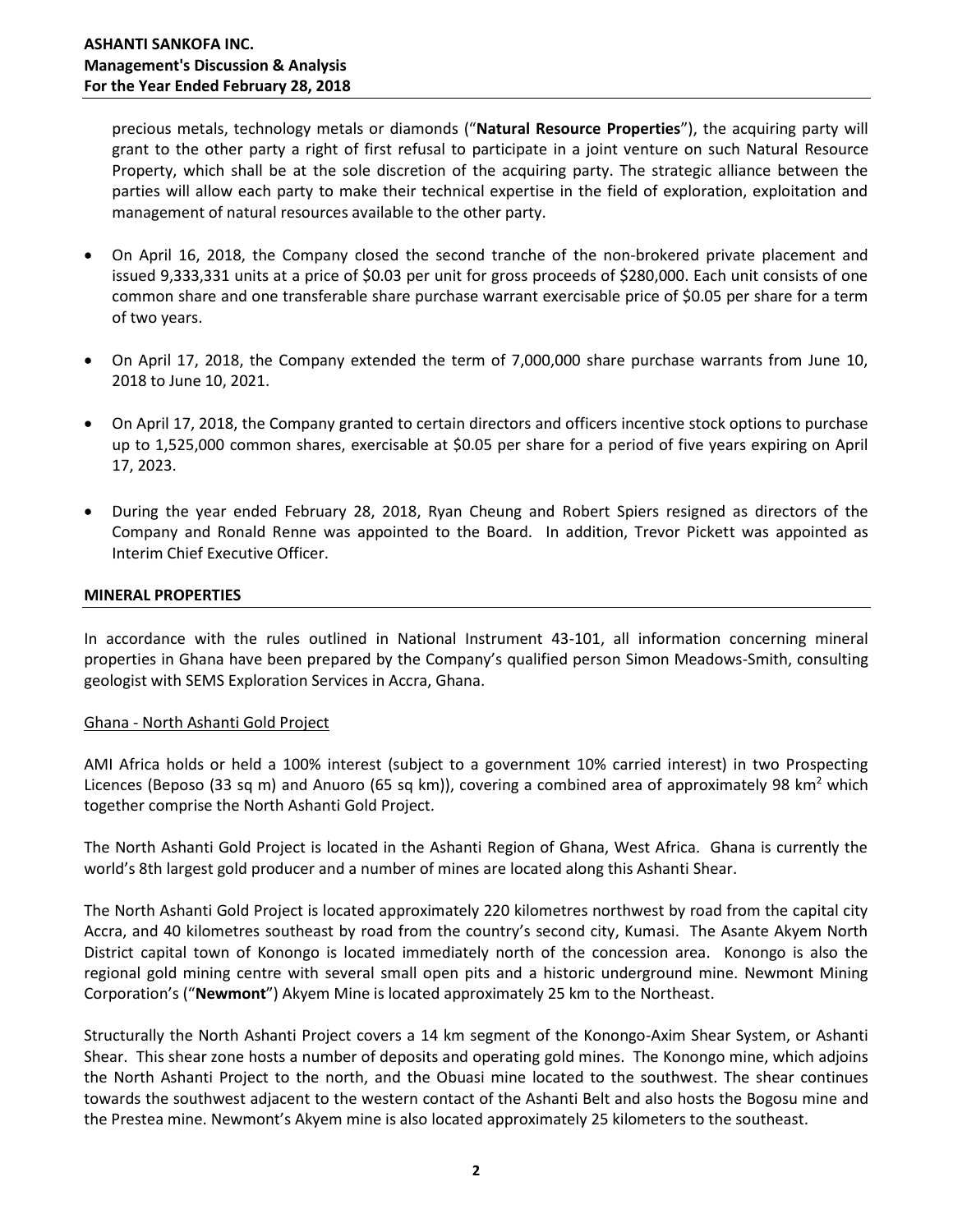precious metals, technology metals or diamonds ("**Natural Resource Properties**"), the acquiring party will grant to the other party a right of first refusal to participate in a joint venture on such Natural Resource Property, which shall be at the sole discretion of the acquiring party. The strategic alliance between the parties will allow each party to make their technical expertise in the field of exploration, exploitation and management of natural resources available to the other party.

- On April 16, 2018, the Company closed the second tranche of the non-brokered private placement and issued 9,333,331 units at a price of $0.03 per unit for gross proceeds of $280,000. Each unit consists of one common share and one transferable share purchase warrant exercisable price of $0.05 per share for a term of two years.
- On April 17, 2018, the Company extended the term of 7,000,000 share purchase warrants from June 10, 2018 to June 10, 2021.
- On April 17, 2018, the Company granted to certain directors and officers incentive stock options to purchase up to 1,525,000 common shares, exercisable at $0.05 per share for a period of five years expiring on April 17, 2023.
- During the year ended February 28, 2018, Ryan Cheung and Robert Spiers resigned as directors of the Company and Ronald Renne was appointed to the Board. In addition, Trevor Pickett was appointed as Interim Chief Executive Officer.

## MINERAL PROPERTIES

In accordance with the rules outlined in National Instrument 43-101, all information concerning mineral properties in Ghana have been prepared by the Company's qualified person Simon Meadows-Smith, consulting geologist with SEMS Exploration Services in Accra, Ghana.

### Ghana - North Ashanti Gold Project

AMI Africa holds or held a 100% interest (subject to a government 10% carried interest) in two Prospecting Licences (Beposo (33 sq m) and Anuoro (65 sq km)), covering a combined area of approximately 98 $km^2$ which together comprise the North Ashanti Gold Project.

The North Ashanti Gold Project is located in the Ashanti Region of Ghana, West Africa. Ghana is currently the world's 8th largest gold producer and a number of mines are located along this Ashanti Shear.

The North Ashanti Gold Project is located approximately 220 kilometres northwest by road from the capital city Accra, and 40 kilometres southeast by road from the country's second city, Kumasi. The Asante Akyem North District capital town of Konongo is located immediately north of the concession area. Konongo is also the regional gold mining centre with several small open pits and a historic underground mine. Newmont Mining Corporation's ("**Newmont**") Akyem Mine is located approximately 25 km to the Northeast.

Structurally the North Ashanti Project covers a 14 km segment of the Konongo-Axim Shear System, or Ashanti Shear. This shear zone hosts a number of deposits and operating gold mines. The Konongo mine, which adjoins the North Ashanti Project to the north, and the Obuasi mine located to the southwest. The shear continues towards the southwest adjacent to the western contact of the Ashanti Belt and also hosts the Bogosu mine and the Prestea mine. Newmont's Akyem mine is also located approximately 25 kilometers to the southeast.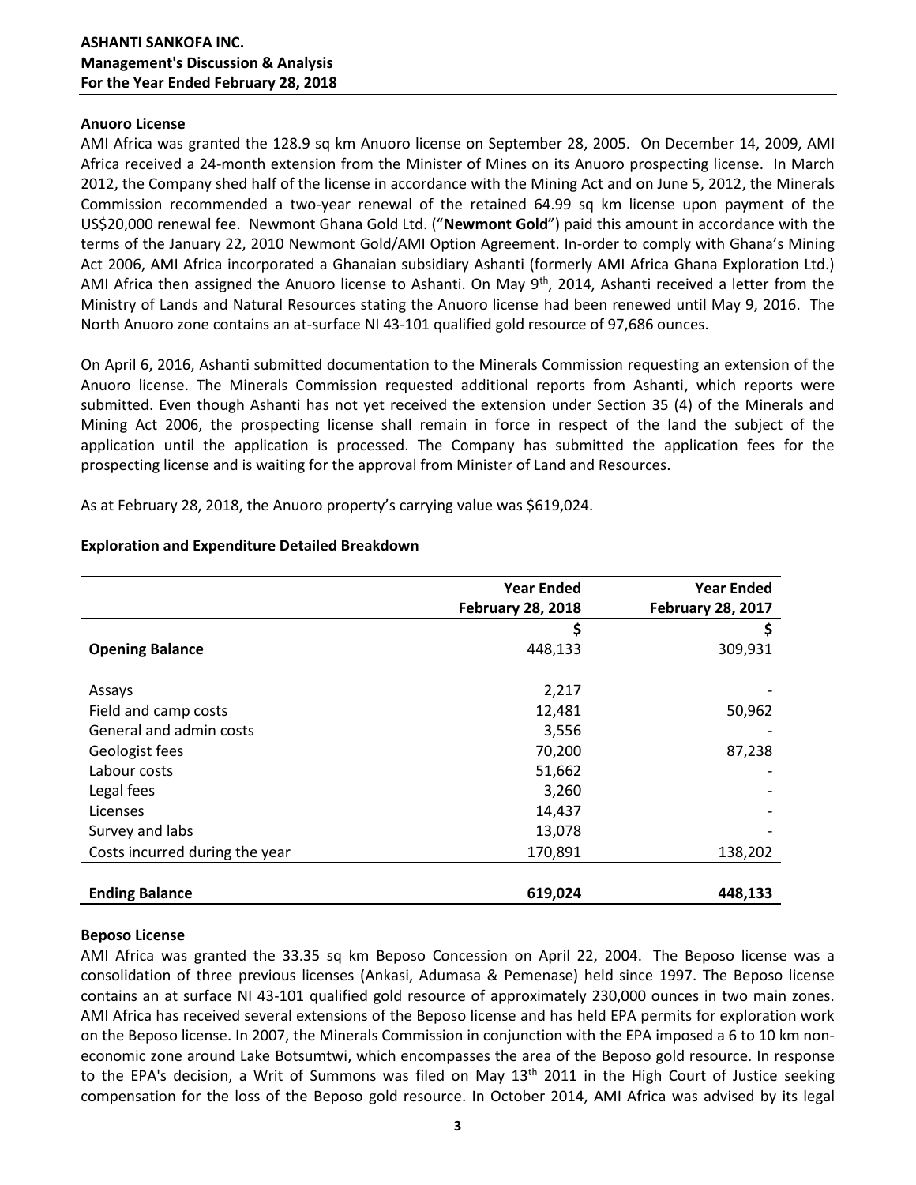### Anuoro License

AMI Africa was granted the 128.9 sq km Anuoro license on September 28, 2005. On December 14, 2009, AMI Africa received a 24-month extension from the Minister of Mines on its Anuoro prospecting license. In March 2012, the Company shed half of the license in accordance with the Mining Act and on June 5, 2012, the Minerals Commission recommended a two-year renewal of the retained 64.99 sq km license upon payment of the US$20,000 renewal fee. Newmont Ghana Gold Ltd. ("**Newmont Gold**") paid this amount in accordance with the terms of the January 22, 2010 Newmont Gold/AMI Option Agreement. In-order to comply with Ghana's Mining Act 2006, AMI Africa incorporated a Ghanaian subsidiary Ashanti (formerly AMI Africa Ghana Exploration Ltd.) AMI Africa then assigned the Anuoro license to Ashanti. On May 9th, 2014, Ashanti received a letter from the Ministry of Lands and Natural Resources stating the Anuoro license had been renewed until May 9, 2016. The North Anuoro zone contains an at-surface NI 43-101 qualified gold resource of 97,686 ounces.

On April 6, 2016, Ashanti submitted documentation to the Minerals Commission requesting an extension of the Anuoro license. The Minerals Commission requested additional reports from Ashanti, which reports were submitted. Even though Ashanti has not yet received the extension under Section 35 (4) of the Minerals and Mining Act 2006, the prospecting license shall remain in force in respect of the land the subject of the application until the application is processed. The Company has submitted the application fees for the prospecting license and is waiting for the approval from Minister of Land and Resources.

As at February 28, 2018, the Anuoro property's carrying value was $619,024.

### Exploration and Expenditure Detailed Breakdown

| | Year Ended February 28, 2018 | Year Ended February 28, 2017 |
|---|---|---|
| | $ | $ |
| **Opening Balance** | 448,133 | 309,931 |
| Assays | 2,217 | - |
| Field and camp costs | 12,481 | 50,962 |
| General and admin costs | 3,556 | - |
| Geologist fees | 70,200 | 87,238 |
| Labour costs | 51,662 | - |
| Legal fees | 3,260 | - |
| Licenses | 14,437 | - |
| Survey and labs | 13,078 | - |
| Costs incurred during the year | 170,891 | 138,202 |
| **Ending Balance** | **619,024** | **448,133** |

### Beposo License

AMI Africa was granted the 33.35 sq km Beposo Concession on April 22, 2004. The Beposo license was a consolidation of three previous licenses (Ankasi, Adumasa & Pemenase) held since 1997. The Beposo license contains an at surface NI 43-101 qualified gold resource of approximately 230,000 ounces in two main zones. AMI Africa has received several extensions of the Beposo license and has held EPA permits for exploration work on the Beposo license. In 2007, the Minerals Commission in conjunction with the EPA imposed a 6 to 10 km non-economic zone around Lake Botsumtwi, which encompasses the area of the Beposo gold resource. In response to the EPA's decision, a Writ of Summons was filed on May 13th 2011 in the High Court of Justice seeking compensation for the loss of the Beposo gold resource. In October 2014, AMI Africa was advised by its legal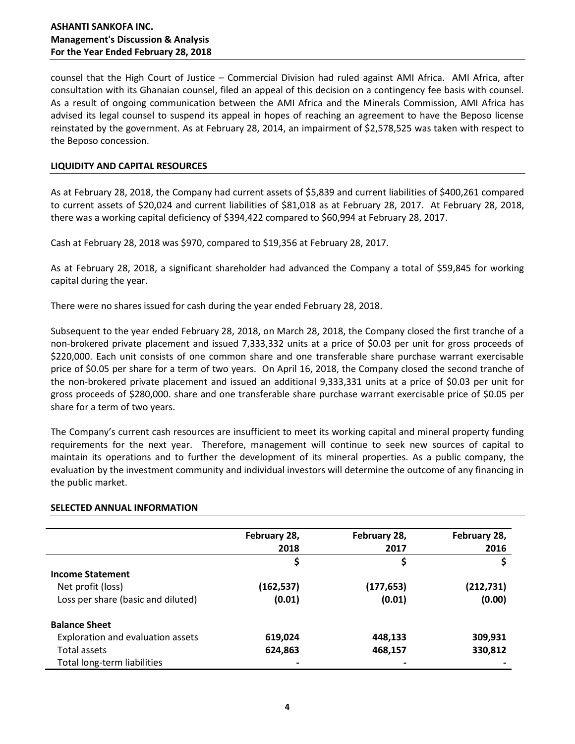counsel that the High Court of Justice – Commercial Division had ruled against AMI Africa. AMI Africa, after consultation with its Ghanaian counsel, filed an appeal of this decision on a contingency fee basis with counsel. As a result of ongoing communication between the AMI Africa and the Minerals Commission, AMI Africa has advised its legal counsel to suspend its appeal in hopes of reaching an agreement to have the Beposo license reinstated by the government. As at February 28, 2014, an impairment of $2,578,525 was taken with respect to the Beposo concession.

## LIQUIDITY AND CAPITAL RESOURCES

As at February 28, 2018, the Company had current assets of $5,839 and current liabilities of $400,261 compared to current assets of $20,024 and current liabilities of $81,018 as at February 28, 2017. At February 28, 2018, there was a working capital deficiency of $394,422 compared to $60,994 at February 28, 2017.

Cash at February 28, 2018 was $970, compared to $19,356 at February 28, 2017.

As at February 28, 2018, a significant shareholder had advanced the Company a total of $59,845 for working capital during the year.

There were no shares issued for cash during the year ended February 28, 2018.

Subsequent to the year ended February 28, 2018, on March 28, 2018, the Company closed the first tranche of a non-brokered private placement and issued 7,333,332 units at a price of $0.03 per unit for gross proceeds of $220,000. Each unit consists of one common share and one transferable share purchase warrant exercisable price of $0.05 per share for a term of two years. On April 16, 2018, the Company closed the second tranche of the non-brokered private placement and issued an additional 9,333,331 units at a price of $0.03 per unit for gross proceeds of $280,000. share and one transferable share purchase warrant exercisable price of $0.05 per share for a term of two years.

The Company's current cash resources are insufficient to meet its working capital and mineral property funding requirements for the next year. Therefore, management will continue to seek new sources of capital to maintain its operations and to further the development of its mineral properties. As a public company, the evaluation by the investment community and individual investors will determine the outcome of any financing in the public market.

## SELECTED ANNUAL INFORMATION

| | February 28, 2018 | February 28, 2017 | February 28, 2016 |
|---|---|---|---|
| | $ | $ | $ |
| **Income Statement** | | | |
| Net profit (loss) | **(162,537)** | (177,653) | (212,731) |
| Loss per share (basic and diluted) | **(0.01)** | (0.01) | (0.00) |
| **Balance Sheet** | | | |
| Exploration and evaluation assets | **619,024** | 448,133 | 309,931 |
| Total assets | **624,863** | 468,157 | 330,812 |
| Total long-term liabilities | **-** | - | - |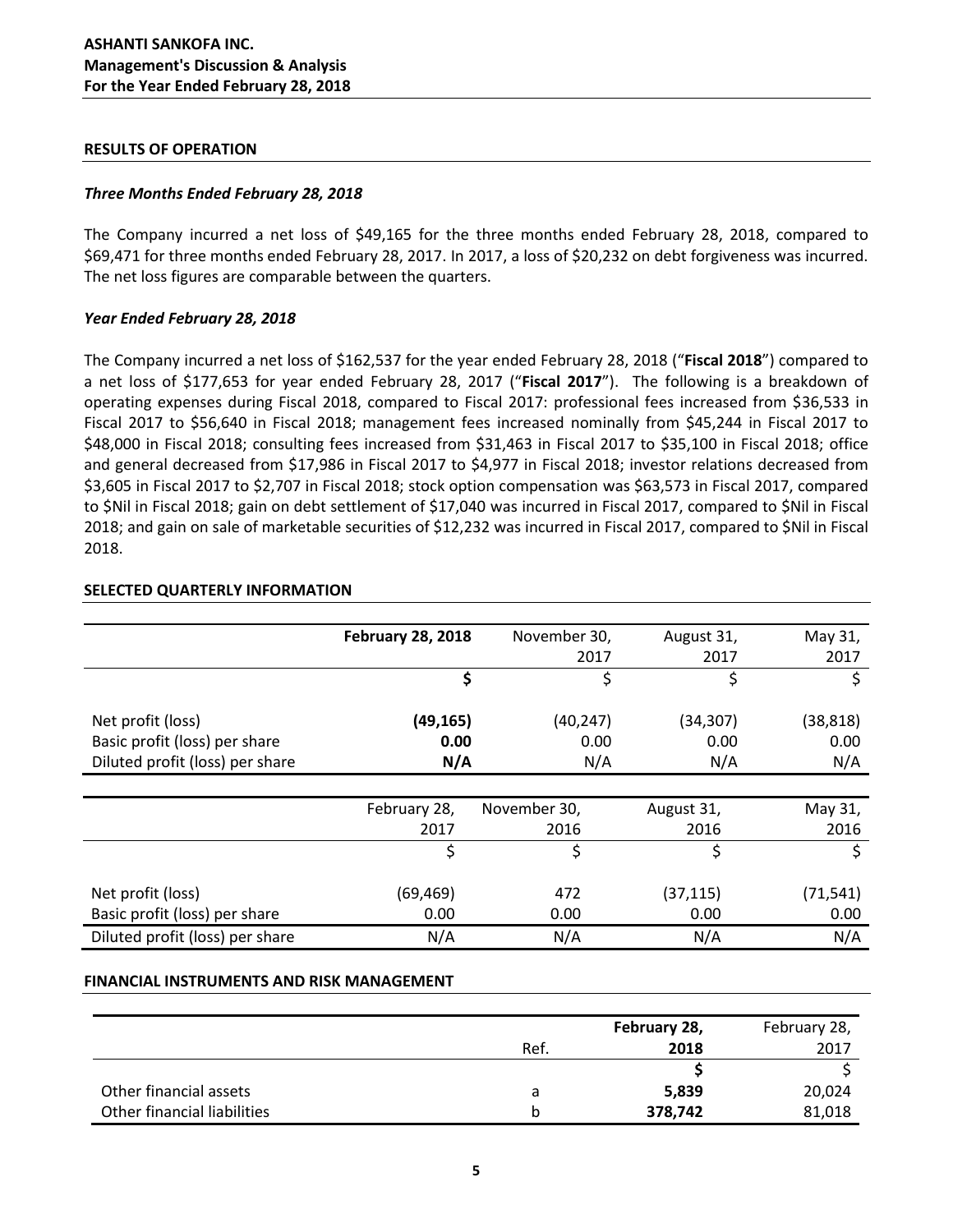## RESULTS OF OPERATION

### *Three Months Ended February 28, 2018*

The Company incurred a net loss of $49,165 for the three months ended February 28, 2018, compared to $69,471 for three months ended February 28, 2017. In 2017, a loss of $20,232 on debt forgiveness was incurred. The net loss figures are comparable between the quarters.

### *Year Ended February 28, 2018*

The Company incurred a net loss of $162,537 for the year ended February 28, 2018 ("**Fiscal 2018**") compared to a net loss of $177,653 for year ended February 28, 2017 ("**Fiscal 2017**"). The following is a breakdown of operating expenses during Fiscal 2018, compared to Fiscal 2017: professional fees increased from $36,533 in Fiscal 2017 to $56,640 in Fiscal 2018; management fees increased nominally from $45,244 in Fiscal 2017 to $48,000 in Fiscal 2018; consulting fees increased from $31,463 in Fiscal 2017 to $35,100 in Fiscal 2018; office and general decreased from $17,986 in Fiscal 2017 to $4,977 in Fiscal 2018; investor relations decreased from $3,605 in Fiscal 2017 to $2,707 in Fiscal 2018; stock option compensation was $63,573 in Fiscal 2017, compared to $Nil in Fiscal 2018; gain on debt settlement of $17,040 was incurred in Fiscal 2017, compared to $Nil in Fiscal 2018; and gain on sale of marketable securities of $12,232 was incurred in Fiscal 2017, compared to $Nil in Fiscal 2018.

## SELECTED QUARTERLY INFORMATION

| | **February 28, 2018** | November 30, 2017 | August 31, 2017 | May 31, 2017 |
|---|---|---|---|---|
| | **$** | $ | $ | $ |
| Net profit (loss) | **(49,165)** | (40,247) | (34,307) | (38,818) |
| Basic profit (loss) per share | **0.00** | 0.00 | 0.00 | 0.00 |
| Diluted profit (loss) per share | **N/A** | N/A | N/A | N/A |

| | February 28, 2017 | November 30, 2016 | August 31, 2016 | May 31, 2016 |
|---|---|---|---|---|
| | $ | $ | $ | $ |
| Net profit (loss) | (69,469) | 472 | (37,115) | (71,541) |
| Basic profit (loss) per share | 0.00 | 0.00 | 0.00 | 0.00 |
| Diluted profit (loss) per share | N/A | N/A | N/A | N/A |

## FINANCIAL INSTRUMENTS AND RISK MANAGEMENT

| | Ref. | **February 28, 2018** | February 28, 2017 |
|---|---|---|---|
| | | **$** | $ |
| Other financial assets | a | **5,839** | 20,024 |
| Other financial liabilities | b | **378,742** | 81,018 |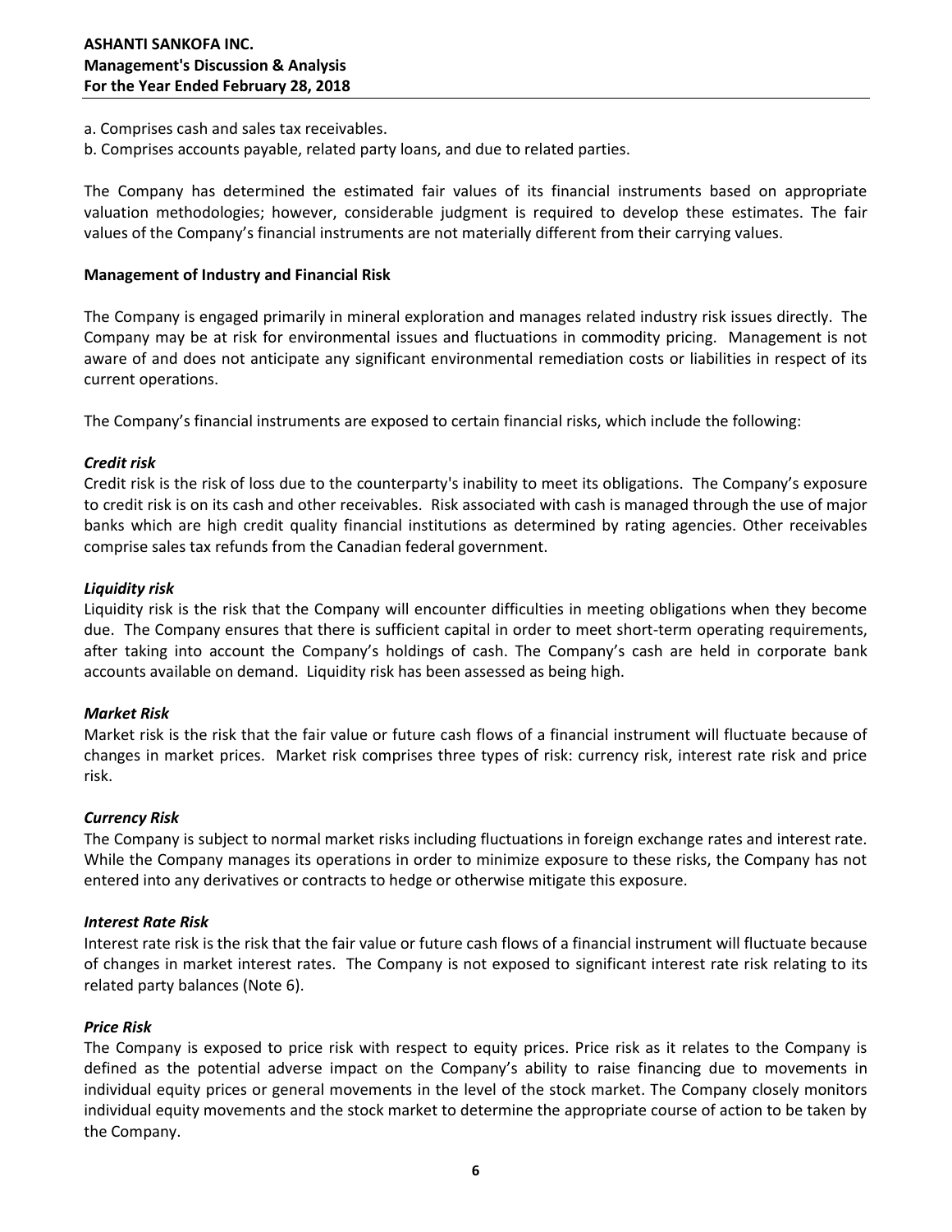a. Comprises cash and sales tax receivables.

b. Comprises accounts payable, related party loans, and due to related parties.

The Company has determined the estimated fair values of its financial instruments based on appropriate valuation methodologies; however, considerable judgment is required to develop these estimates. The fair values of the Company's financial instruments are not materially different from their carrying values.

**Management of Industry and Financial Risk**

The Company is engaged primarily in mineral exploration and manages related industry risk issues directly. The Company may be at risk for environmental issues and fluctuations in commodity pricing. Management is not aware of and does not anticipate any significant environmental remediation costs or liabilities in respect of its current operations.

The Company's financial instruments are exposed to certain financial risks, which include the following:

***Credit risk***

Credit risk is the risk of loss due to the counterparty's inability to meet its obligations. The Company's exposure to credit risk is on its cash and other receivables. Risk associated with cash is managed through the use of major banks which are high credit quality financial institutions as determined by rating agencies. Other receivables comprise sales tax refunds from the Canadian federal government.

***Liquidity risk***

Liquidity risk is the risk that the Company will encounter difficulties in meeting obligations when they become due. The Company ensures that there is sufficient capital in order to meet short-term operating requirements, after taking into account the Company's holdings of cash. The Company's cash are held in corporate bank accounts available on demand. Liquidity risk has been assessed as being high.

***Market Risk***

Market risk is the risk that the fair value or future cash flows of a financial instrument will fluctuate because of changes in market prices. Market risk comprises three types of risk: currency risk, interest rate risk and price risk.

***Currency Risk***

The Company is subject to normal market risks including fluctuations in foreign exchange rates and interest rate. While the Company manages its operations in order to minimize exposure to these risks, the Company has not entered into any derivatives or contracts to hedge or otherwise mitigate this exposure.

***Interest Rate Risk***

Interest rate risk is the risk that the fair value or future cash flows of a financial instrument will fluctuate because of changes in market interest rates. The Company is not exposed to significant interest rate risk relating to its related party balances (Note 6).

***Price Risk***

The Company is exposed to price risk with respect to equity prices. Price risk as it relates to the Company is defined as the potential adverse impact on the Company's ability to raise financing due to movements in individual equity prices or general movements in the level of the stock market. The Company closely monitors individual equity movements and the stock market to determine the appropriate course of action to be taken by the Company.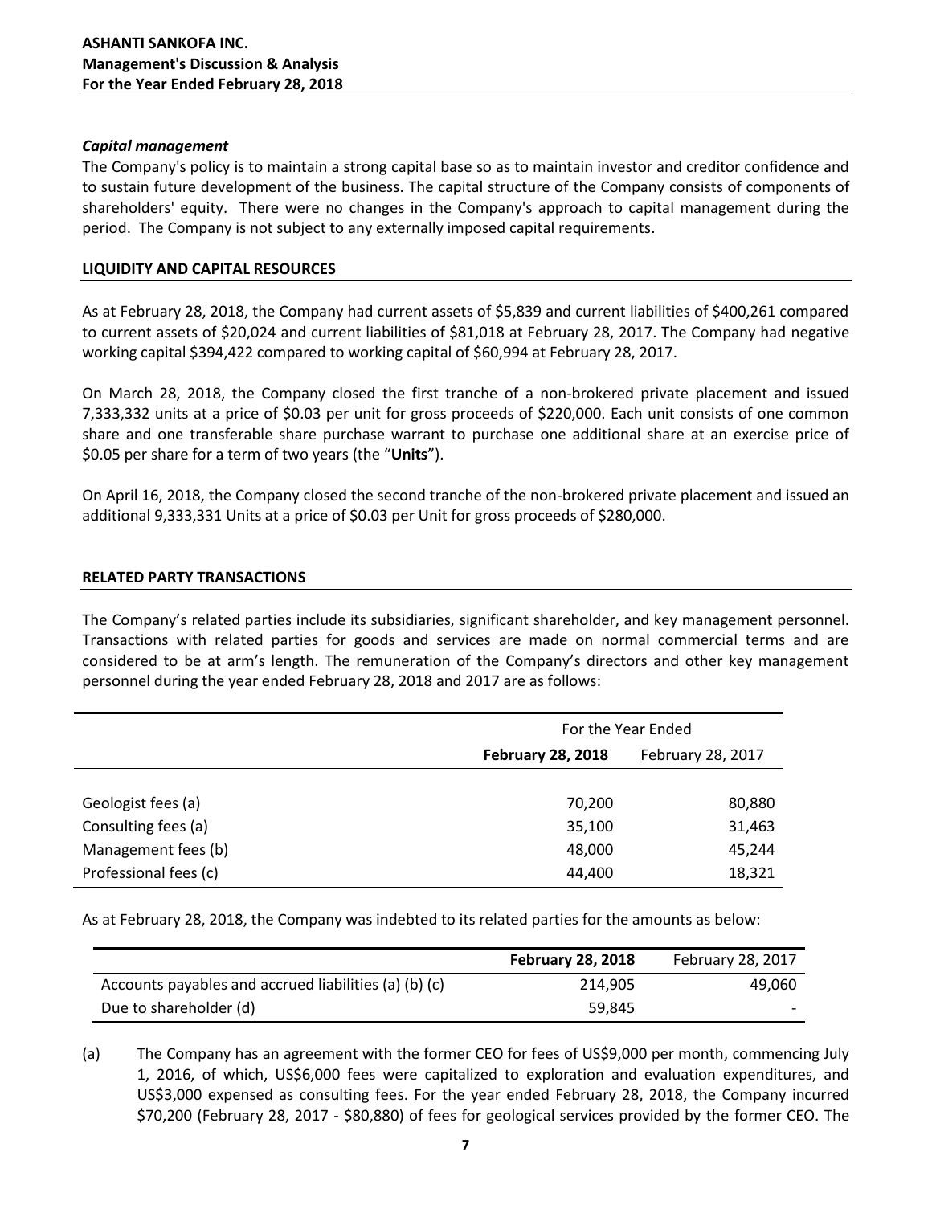### *Capital management*

The Company's policy is to maintain a strong capital base so as to maintain investor and creditor confidence and to sustain future development of the business. The capital structure of the Company consists of components of shareholders' equity. There were no changes in the Company's approach to capital management during the period. The Company is not subject to any externally imposed capital requirements.

## LIQUIDITY AND CAPITAL RESOURCES

As at February 28, 2018, the Company had current assets of $5,839 and current liabilities of $400,261 compared to current assets of $20,024 and current liabilities of $81,018 at February 28, 2017. The Company had negative working capital $394,422 compared to working capital of $60,994 at February 28, 2017.

On March 28, 2018, the Company closed the first tranche of a non-brokered private placement and issued 7,333,332 units at a price of $0.03 per unit for gross proceeds of $220,000. Each unit consists of one common share and one transferable share purchase warrant to purchase one additional share at an exercise price of $0.05 per share for a term of two years (the "**Units**").

On April 16, 2018, the Company closed the second tranche of the non-brokered private placement and issued an additional 9,333,331 Units at a price of $0.03 per Unit for gross proceeds of $280,000.

## RELATED PARTY TRANSACTIONS

The Company's related parties include its subsidiaries, significant shareholder, and key management personnel. Transactions with related parties for goods and services are made on normal commercial terms and are considered to be at arm's length. The remuneration of the Company's directors and other key management personnel during the year ended February 28, 2018 and 2017 are as follows:

| | For the Year Ended | |
|---|---|---|
| | **February 28, 2018** | February 28, 2017 |
| Geologist fees (a) | 70,200 | 80,880 |
| Consulting fees (a) | 35,100 | 31,463 |
| Management fees (b) | 48,000 | 45,244 |
| Professional fees (c) | 44,400 | 18,321 |

As at February 28, 2018, the Company was indebted to its related parties for the amounts as below:

| | **February 28, 2018** | February 28, 2017 |
|---|---|---|
| Accounts payables and accrued liabilities (a) (b) (c) | 214,905 | 49,060 |
| Due to shareholder (d) | 59,845 | - |

(a) The Company has an agreement with the former CEO for fees of US$9,000 per month, commencing July 1, 2016, of which, US$6,000 fees were capitalized to exploration and evaluation expenditures, and US$3,000 expensed as consulting fees. For the year ended February 28, 2018, the Company incurred $70,200 (February 28, 2017 - $80,880) of fees for geological services provided by the former CEO. The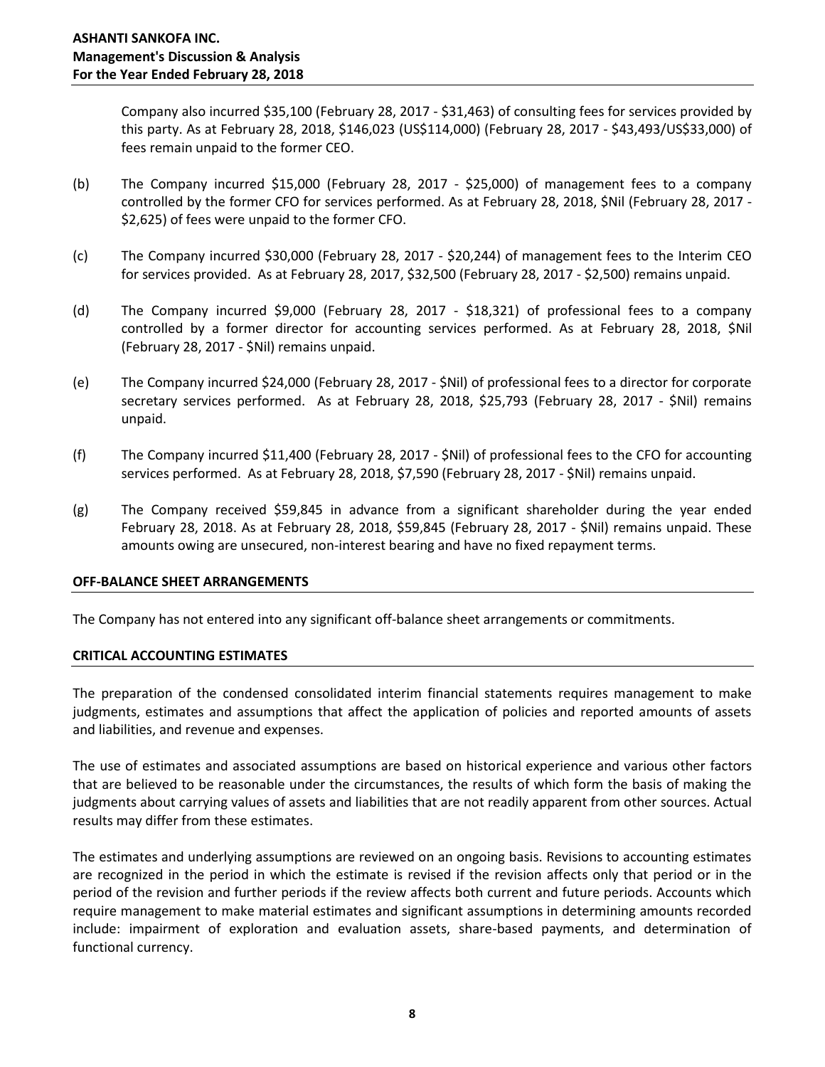Company also incurred \$35,100 (February 28, 2017 - \$31,463) of consulting fees for services provided by this party. As at February 28, 2018, \$146,023 (US\$114,000) (February 28, 2017 - \$43,493/US\$33,000) of fees remain unpaid to the former CEO.

(b) The Company incurred \$15,000 (February 28, 2017 - \$25,000) of management fees to a company controlled by the former CFO for services performed. As at February 28, 2018, \$Nil (February 28, 2017 - \$2,625) of fees were unpaid to the former CFO.

(c) The Company incurred \$30,000 (February 28, 2017 - \$20,244) of management fees to the Interim CEO for services provided. As at February 28, 2017, \$32,500 (February 28, 2017 - \$2,500) remains unpaid.

(d) The Company incurred \$9,000 (February 28, 2017 - \$18,321) of professional fees to a company controlled by a former director for accounting services performed. As at February 28, 2018, \$Nil (February 28, 2017 - \$Nil) remains unpaid.

(e) The Company incurred \$24,000 (February 28, 2017 - \$Nil) of professional fees to a director for corporate secretary services performed. As at February 28, 2018, \$25,793 (February 28, 2017 - \$Nil) remains unpaid.

(f) The Company incurred \$11,400 (February 28, 2017 - \$Nil) of professional fees to the CFO for accounting services performed. As at February 28, 2018, \$7,590 (February 28, 2017 - \$Nil) remains unpaid.

(g) The Company received \$59,845 in advance from a significant shareholder during the year ended February 28, 2018. As at February 28, 2018, \$59,845 (February 28, 2017 - \$Nil) remains unpaid. These amounts owing are unsecured, non-interest bearing and have no fixed repayment terms.

## OFF-BALANCE SHEET ARRANGEMENTS

The Company has not entered into any significant off-balance sheet arrangements or commitments.

## CRITICAL ACCOUNTING ESTIMATES

The preparation of the condensed consolidated interim financial statements requires management to make judgments, estimates and assumptions that affect the application of policies and reported amounts of assets and liabilities, and revenue and expenses.

The use of estimates and associated assumptions are based on historical experience and various other factors that are believed to be reasonable under the circumstances, the results of which form the basis of making the judgments about carrying values of assets and liabilities that are not readily apparent from other sources. Actual results may differ from these estimates.

The estimates and underlying assumptions are reviewed on an ongoing basis. Revisions to accounting estimates are recognized in the period in which the estimate is revised if the revision affects only that period or in the period of the revision and further periods if the review affects both current and future periods. Accounts which require management to make material estimates and significant assumptions in determining amounts recorded include: impairment of exploration and evaluation assets, share-based payments, and determination of functional currency.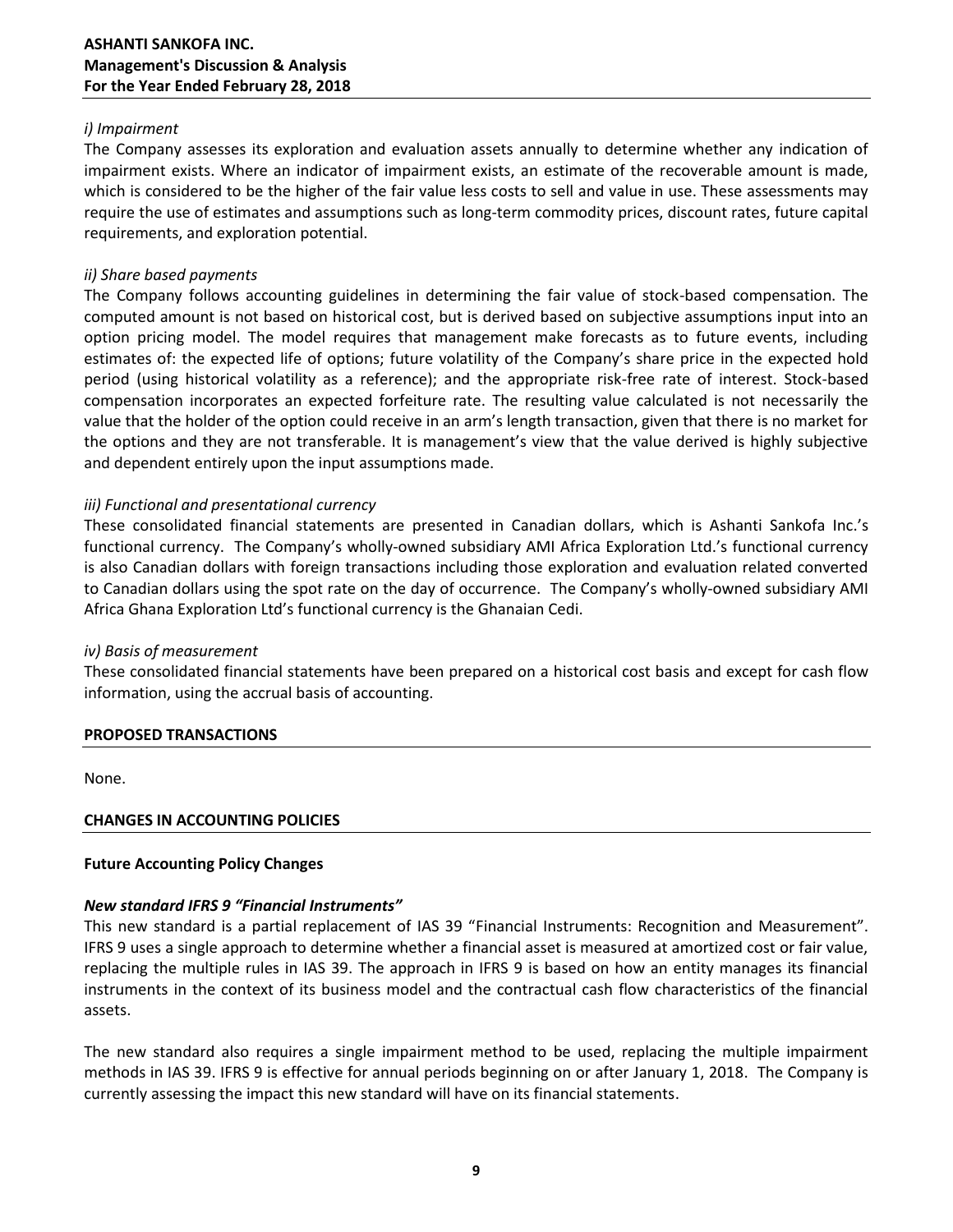*i) Impairment*

The Company assesses its exploration and evaluation assets annually to determine whether any indication of impairment exists. Where an indicator of impairment exists, an estimate of the recoverable amount is made, which is considered to be the higher of the fair value less costs to sell and value in use. These assessments may require the use of estimates and assumptions such as long-term commodity prices, discount rates, future capital requirements, and exploration potential.

*ii) Share based payments*

The Company follows accounting guidelines in determining the fair value of stock-based compensation. The computed amount is not based on historical cost, but is derived based on subjective assumptions input into an option pricing model. The model requires that management make forecasts as to future events, including estimates of: the expected life of options; future volatility of the Company's share price in the expected hold period (using historical volatility as a reference); and the appropriate risk-free rate of interest. Stock-based compensation incorporates an expected forfeiture rate. The resulting value calculated is not necessarily the value that the holder of the option could receive in an arm's length transaction, given that there is no market for the options and they are not transferable. It is management's view that the value derived is highly subjective and dependent entirely upon the input assumptions made.

*iii) Functional and presentational currency*

These consolidated financial statements are presented in Canadian dollars, which is Ashanti Sankofa Inc.'s functional currency. The Company's wholly-owned subsidiary AMI Africa Exploration Ltd.'s functional currency is also Canadian dollars with foreign transactions including those exploration and evaluation related converted to Canadian dollars using the spot rate on the day of occurrence. The Company's wholly-owned subsidiary AMI Africa Ghana Exploration Ltd's functional currency is the Ghanaian Cedi.

*iv) Basis of measurement*

These consolidated financial statements have been prepared on a historical cost basis and except for cash flow information, using the accrual basis of accounting.

## PROPOSED TRANSACTIONS

None.

## CHANGES IN ACCOUNTING POLICIES

### Future Accounting Policy Changes

***New standard IFRS 9 "Financial Instruments"***

This new standard is a partial replacement of IAS 39 "Financial Instruments: Recognition and Measurement". IFRS 9 uses a single approach to determine whether a financial asset is measured at amortized cost or fair value, replacing the multiple rules in IAS 39. The approach in IFRS 9 is based on how an entity manages its financial instruments in the context of its business model and the contractual cash flow characteristics of the financial assets.

The new standard also requires a single impairment method to be used, replacing the multiple impairment methods in IAS 39. IFRS 9 is effective for annual periods beginning on or after January 1, 2018. The Company is currently assessing the impact this new standard will have on its financial statements.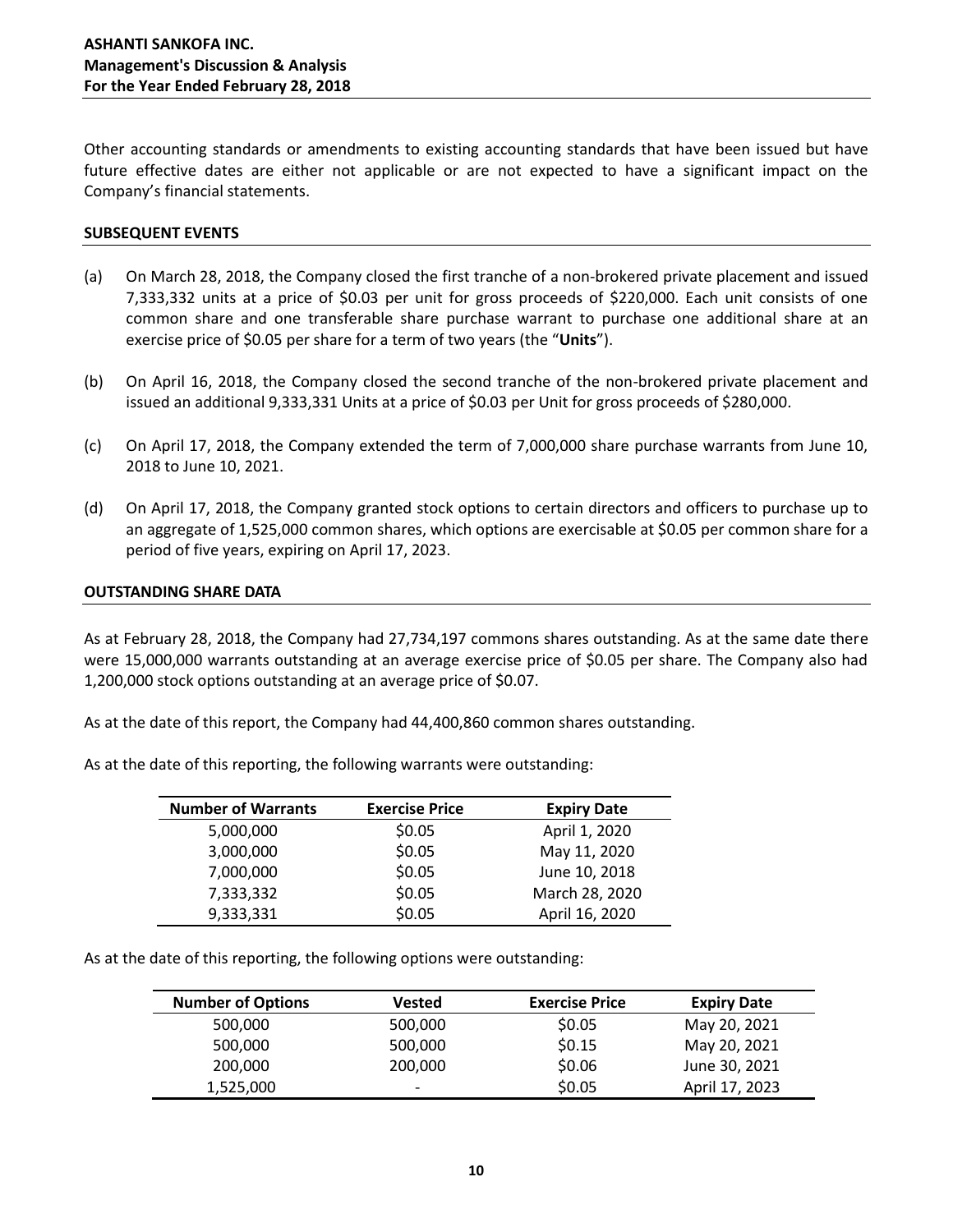Other accounting standards or amendments to existing accounting standards that have been issued but have future effective dates are either not applicable or are not expected to have a significant impact on the Company's financial statements.

## SUBSEQUENT EVENTS

(a) On March 28, 2018, the Company closed the first tranche of a non-brokered private placement and issued 7,333,332 units at a price of $0.03 per unit for gross proceeds of $220,000. Each unit consists of one common share and one transferable share purchase warrant to purchase one additional share at an exercise price of $0.05 per share for a term of two years (the "**Units**").

(b) On April 16, 2018, the Company closed the second tranche of the non-brokered private placement and issued an additional 9,333,331 Units at a price of $0.03 per Unit for gross proceeds of $280,000.

(c) On April 17, 2018, the Company extended the term of 7,000,000 share purchase warrants from June 10, 2018 to June 10, 2021.

(d) On April 17, 2018, the Company granted stock options to certain directors and officers to purchase up to an aggregate of 1,525,000 common shares, which options are exercisable at $0.05 per common share for a period of five years, expiring on April 17, 2023.

## OUTSTANDING SHARE DATA

As at February 28, 2018, the Company had 27,734,197 commons shares outstanding. As at the same date there were 15,000,000 warrants outstanding at an average exercise price of $0.05 per share. The Company also had 1,200,000 stock options outstanding at an average price of $0.07.

As at the date of this report, the Company had 44,400,860 common shares outstanding.

As at the date of this reporting, the following warrants were outstanding:

| Number of Warrants | Exercise Price | Expiry Date |
|---|---|---|
| 5,000,000 | $0.05 | April 1, 2020 |
| 3,000,000 | $0.05 | May 11, 2020 |
| 7,000,000 | $0.05 | June 10, 2018 |
| 7,333,332 | $0.05 | March 28, 2020 |
| 9,333,331 | $0.05 | April 16, 2020 |

As at the date of this reporting, the following options were outstanding:

| Number of Options | Vested | Exercise Price | Expiry Date |
|---|---|---|---|
| 500,000 | 500,000 | $0.05 | May 20, 2021 |
| 500,000 | 500,000 | $0.15 | May 20, 2021 |
| 200,000 | 200,000 | $0.06 | June 30, 2021 |
| 1,525,000 | - | $0.05 | April 17, 2023 |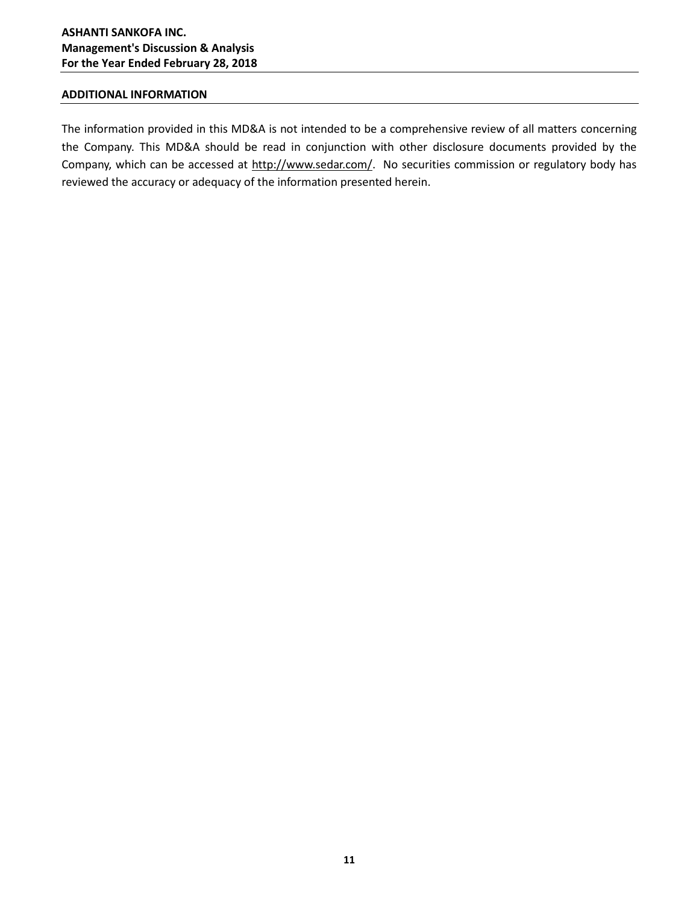## ADDITIONAL INFORMATION

The information provided in this MD&A is not intended to be a comprehensive review of all matters concerning the Company. This MD&A should be read in conjunction with other disclosure documents provided by the Company, which can be accessed at http://www.sedar.com/. No securities commission or regulatory body has reviewed the accuracy or adequacy of the information presented herein.